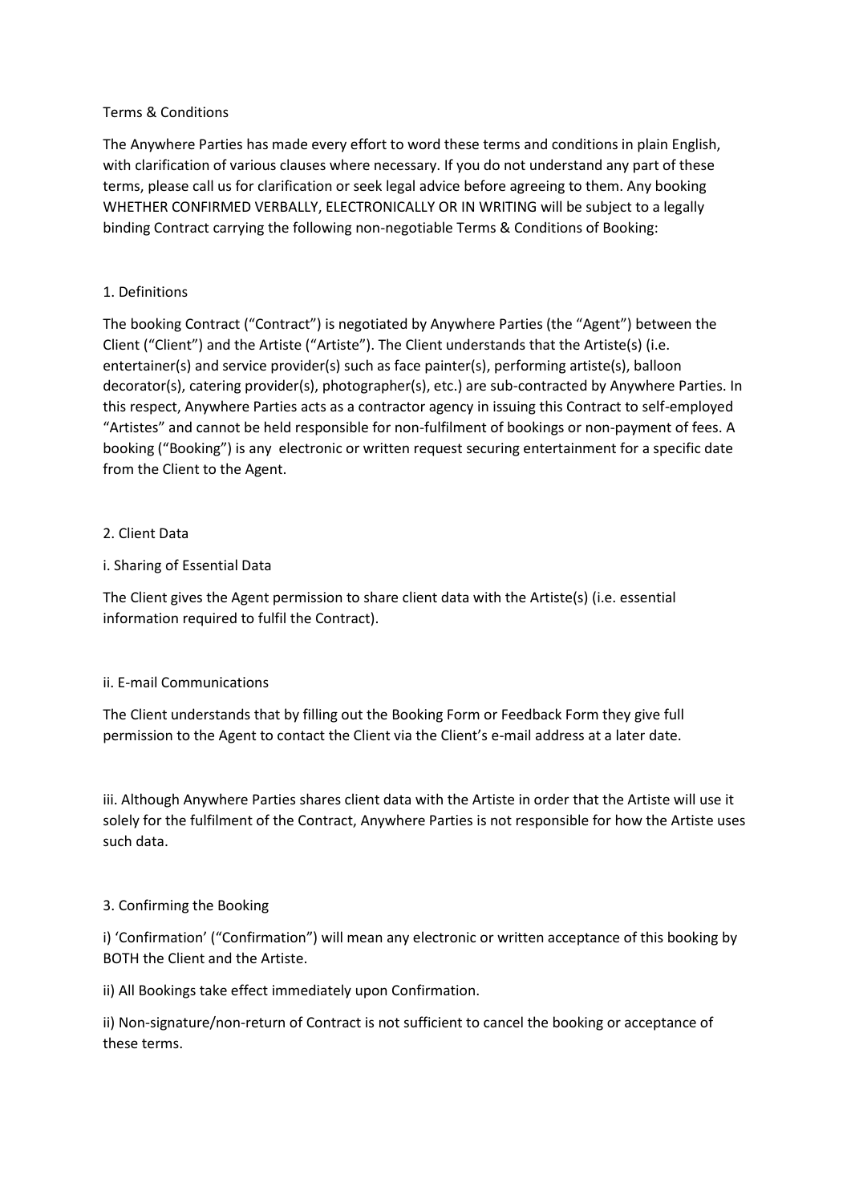# Terms & Conditions

The Anywhere Parties has made every effort to word these terms and conditions in plain English, with clarification of various clauses where necessary. If you do not understand any part of these terms, please call us for clarification or seek legal advice before agreeing to them. Any booking WHETHER CONFIRMED VERBALLY, ELECTRONICALLY OR IN WRITING will be subject to a legally binding Contract carrying the following non-negotiable Terms & Conditions of Booking:

## 1. Definitions

The booking Contract ("Contract") is negotiated by Anywhere Parties (the "Agent") between the Client ("Client") and the Artiste ("Artiste"). The Client understands that the Artiste(s) (i.e. entertainer(s) and service provider(s) such as face painter(s), performing artiste(s), balloon decorator(s), catering provider(s), photographer(s), etc.) are sub-contracted by Anywhere Parties. In this respect, Anywhere Parties acts as a contractor agency in issuing this Contract to self-employed "Artistes" and cannot be held responsible for non-fulfilment of bookings or non-payment of fees. A booking ("Booking") is any electronic or written request securing entertainment for a specific date from the Client to the Agent.

## 2. Client Data

### i. Sharing of Essential Data

The Client gives the Agent permission to share client data with the Artiste(s) (i.e. essential information required to fulfil the Contract).

### ii. E-mail Communications

The Client understands that by filling out the Booking Form or Feedback Form they give full permission to the Agent to contact the Client via the Client's e-mail address at a later date.

iii. Although Anywhere Parties shares client data with the Artiste in order that the Artiste will use it solely for the fulfilment of the Contract, Anywhere Parties is not responsible for how the Artiste uses such data.

## 3. Confirming the Booking

i) 'Confirmation' ("Confirmation") will mean any electronic or written acceptance of this booking by BOTH the Client and the Artiste.

ii) All Bookings take effect immediately upon Confirmation.

ii) Non-signature/non-return of Contract is not sufficient to cancel the booking or acceptance of these terms.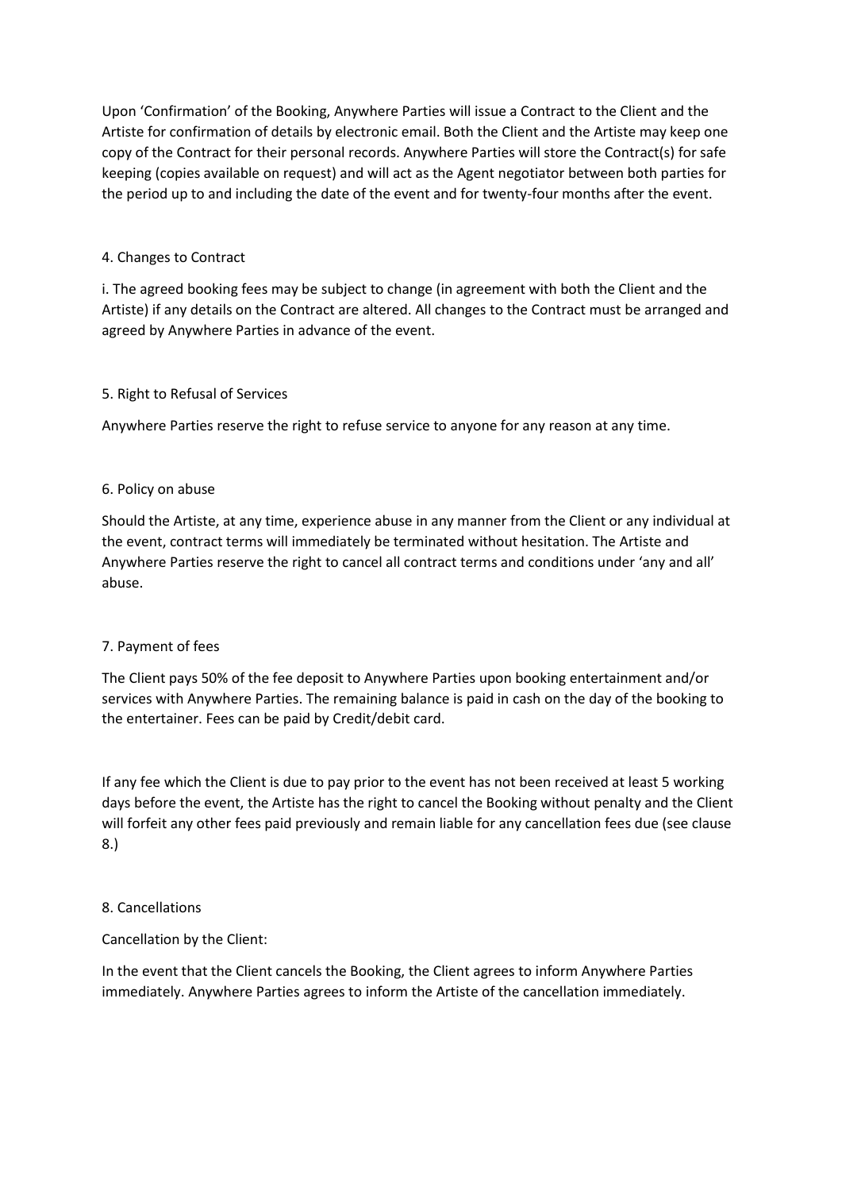Upon 'Confirmation' of the Booking, Anywhere Parties will issue a Contract to the Client and the Artiste for confirmation of details by electronic email. Both the Client and the Artiste may keep one copy of the Contract for their personal records. Anywhere Parties will store the Contract(s) for safe keeping (copies available on request) and will act as the Agent negotiator between both parties for the period up to and including the date of the event and for twenty-four months after the event.

## 4. Changes to Contract

i. The agreed booking fees may be subject to change (in agreement with both the Client and the Artiste) if any details on the Contract are altered. All changes to the Contract must be arranged and agreed by Anywhere Parties in advance of the event.

## 5. Right to Refusal of Services

Anywhere Parties reserve the right to refuse service to anyone for any reason at any time.

## 6. Policy on abuse

Should the Artiste, at any time, experience abuse in any manner from the Client or any individual at the event, contract terms will immediately be terminated without hesitation. The Artiste and Anywhere Parties reserve the right to cancel all contract terms and conditions under 'any and all' abuse.

## 7. Payment of fees

The Client pays 50% of the fee deposit to Anywhere Parties upon booking entertainment and/or services with Anywhere Parties. The remaining balance is paid in cash on the day of the booking to the entertainer. Fees can be paid by Credit/debit card.

If any fee which the Client is due to pay prior to the event has not been received at least 5 working days before the event, the Artiste has the right to cancel the Booking without penalty and the Client will forfeit any other fees paid previously and remain liable for any cancellation fees due (see clause 8.)

## 8. Cancellations

Cancellation by the Client:

In the event that the Client cancels the Booking, the Client agrees to inform Anywhere Parties immediately. Anywhere Parties agrees to inform the Artiste of the cancellation immediately.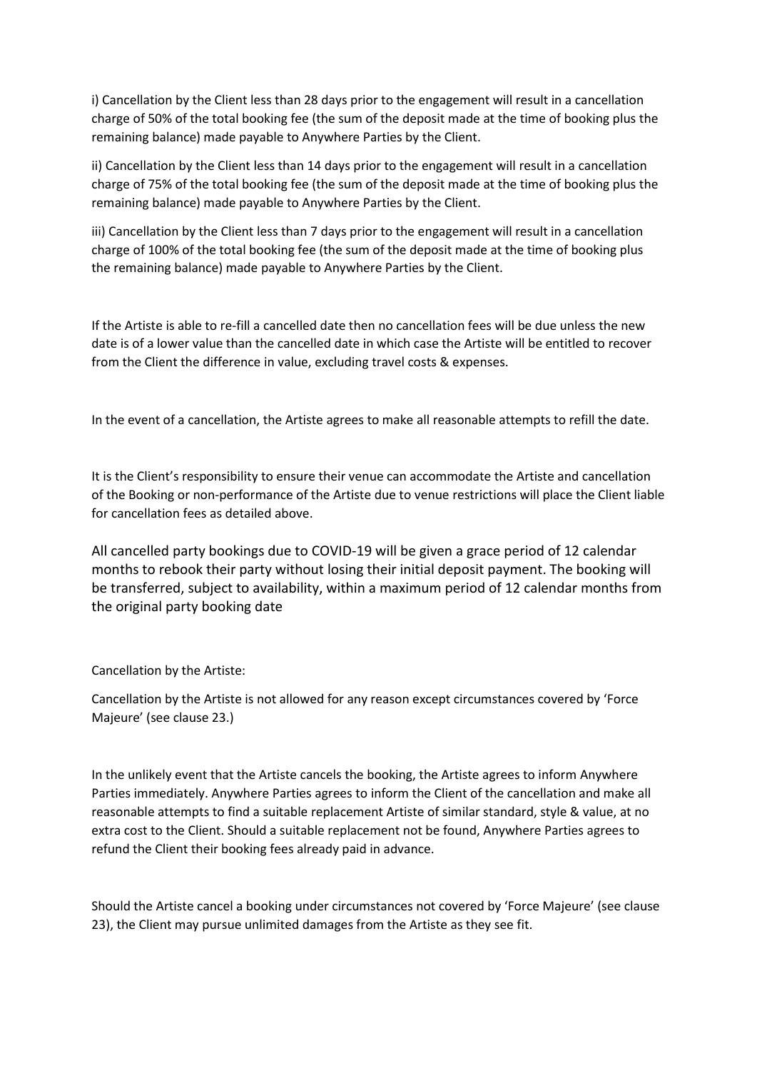i) Cancellation by the Client less than 28 days prior to the engagement will result in a cancellation charge of 50% of the total booking fee (the sum of the deposit made at the time of booking plus the remaining balance) made payable to Anywhere Parties by the Client.

ii) Cancellation by the Client less than 14 days prior to the engagement will result in a cancellation charge of 75% of the total booking fee (the sum of the deposit made at the time of booking plus the remaining balance) made payable to Anywhere Parties by the Client.

iii) Cancellation by the Client less than 7 days prior to the engagement will result in a cancellation charge of 100% of the total booking fee (the sum of the deposit made at the time of booking plus the remaining balance) made payable to Anywhere Parties by the Client.

If the Artiste is able to re-fill a cancelled date then no cancellation fees will be due unless the new date is of a lower value than the cancelled date in which case the Artiste will be entitled to recover from the Client the difference in value, excluding travel costs & expenses.

In the event of a cancellation, the Artiste agrees to make all reasonable attempts to refill the date.

It is the Client's responsibility to ensure their venue can accommodate the Artiste and cancellation of the Booking or non-performance of the Artiste due to venue restrictions will place the Client liable for cancellation fees as detailed above.

All cancelled party bookings due to COVID-19 will be given a grace period of 12 calendar months to rebook their party without losing their initial deposit payment. The booking will be transferred, subject to availability, within a maximum period of 12 calendar months from the original party booking date

Cancellation by the Artiste:

Cancellation by the Artiste is not allowed for any reason except circumstances covered by 'Force Majeure' (see clause 23.)

In the unlikely event that the Artiste cancels the booking, the Artiste agrees to inform Anywhere Parties immediately. Anywhere Parties agrees to inform the Client of the cancellation and make all reasonable attempts to find a suitable replacement Artiste of similar standard, style & value, at no extra cost to the Client. Should a suitable replacement not be found, Anywhere Parties agrees to refund the Client their booking fees already paid in advance.

Should the Artiste cancel a booking under circumstances not covered by 'Force Majeure' (see clause 23), the Client may pursue unlimited damages from the Artiste as they see fit.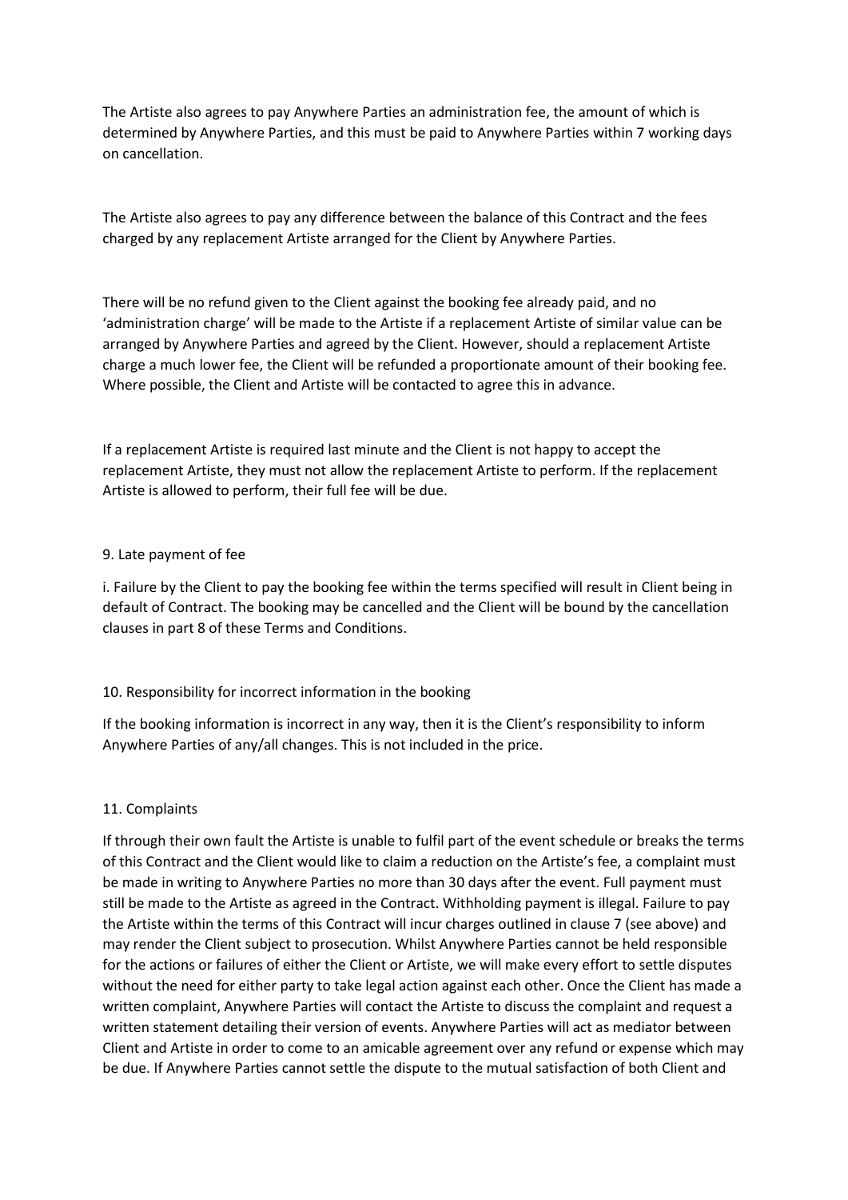The Artiste also agrees to pay Anywhere Parties an administration fee, the amount of which is determined by Anywhere Parties, and this must be paid to Anywhere Parties within 7 working days on cancellation.

The Artiste also agrees to pay any difference between the balance of this Contract and the fees charged by any replacement Artiste arranged for the Client by Anywhere Parties.

There will be no refund given to the Client against the booking fee already paid, and no 'administration charge' will be made to the Artiste if a replacement Artiste of similar value can be arranged by Anywhere Parties and agreed by the Client. However, should a replacement Artiste charge a much lower fee, the Client will be refunded a proportionate amount of their booking fee. Where possible, the Client and Artiste will be contacted to agree this in advance.

If a replacement Artiste is required last minute and the Client is not happy to accept the replacement Artiste, they must not allow the replacement Artiste to perform. If the replacement Artiste is allowed to perform, their full fee will be due.

## 9. Late payment of fee

i. Failure by the Client to pay the booking fee within the terms specified will result in Client being in default of Contract. The booking may be cancelled and the Client will be bound by the cancellation clauses in part 8 of these Terms and Conditions.

## 10. Responsibility for incorrect information in the booking

If the booking information is incorrect in any way, then it is the Client's responsibility to inform Anywhere Parties of any/all changes. This is not included in the price.

## 11. Complaints

If through their own fault the Artiste is unable to fulfil part of the event schedule or breaks the terms of this Contract and the Client would like to claim a reduction on the Artiste's fee, a complaint must be made in writing to Anywhere Parties no more than 30 days after the event. Full payment must still be made to the Artiste as agreed in the Contract. Withholding payment is illegal. Failure to pay the Artiste within the terms of this Contract will incur charges outlined in clause 7 (see above) and may render the Client subject to prosecution. Whilst Anywhere Parties cannot be held responsible for the actions or failures of either the Client or Artiste, we will make every effort to settle disputes without the need for either party to take legal action against each other. Once the Client has made a written complaint, Anywhere Parties will contact the Artiste to discuss the complaint and request a written statement detailing their version of events. Anywhere Parties will act as mediator between Client and Artiste in order to come to an amicable agreement over any refund or expense which may be due. If Anywhere Parties cannot settle the dispute to the mutual satisfaction of both Client and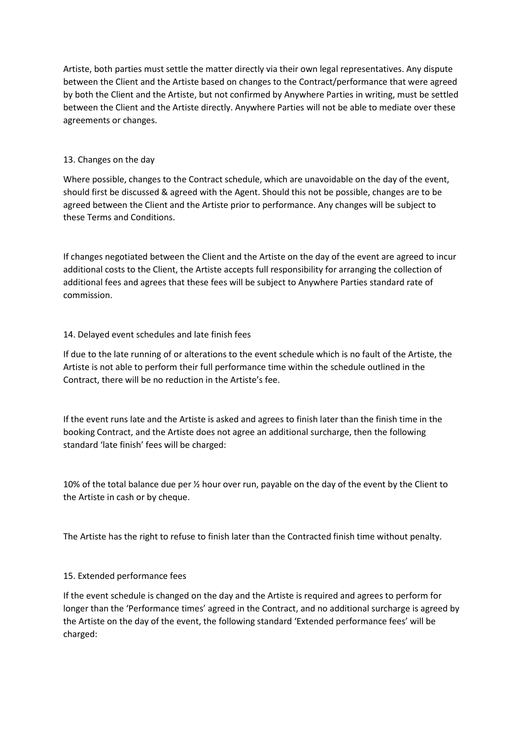Artiste, both parties must settle the matter directly via their own legal representatives. Any dispute between the Client and the Artiste based on changes to the Contract/performance that were agreed by both the Client and the Artiste, but not confirmed by Anywhere Parties in writing, must be settled between the Client and the Artiste directly. Anywhere Parties will not be able to mediate over these agreements or changes.

## 13. Changes on the day

Where possible, changes to the Contract schedule, which are unavoidable on the day of the event, should first be discussed & agreed with the Agent. Should this not be possible, changes are to be agreed between the Client and the Artiste prior to performance. Any changes will be subject to these Terms and Conditions.

If changes negotiated between the Client and the Artiste on the day of the event are agreed to incur additional costs to the Client, the Artiste accepts full responsibility for arranging the collection of additional fees and agrees that these fees will be subject to Anywhere Parties standard rate of commission.

## 14. Delayed event schedules and late finish fees

If due to the late running of or alterations to the event schedule which is no fault of the Artiste, the Artiste is not able to perform their full performance time within the schedule outlined in the Contract, there will be no reduction in the Artiste's fee.

If the event runs late and the Artiste is asked and agrees to finish later than the finish time in the booking Contract, and the Artiste does not agree an additional surcharge, then the following standard 'late finish' fees will be charged:

10% of the total balance due per ½ hour over run, payable on the day of the event by the Client to the Artiste in cash or by cheque.

The Artiste has the right to refuse to finish later than the Contracted finish time without penalty.

## 15. Extended performance fees

If the event schedule is changed on the day and the Artiste is required and agrees to perform for longer than the 'Performance times' agreed in the Contract, and no additional surcharge is agreed by the Artiste on the day of the event, the following standard 'Extended performance fees' will be charged: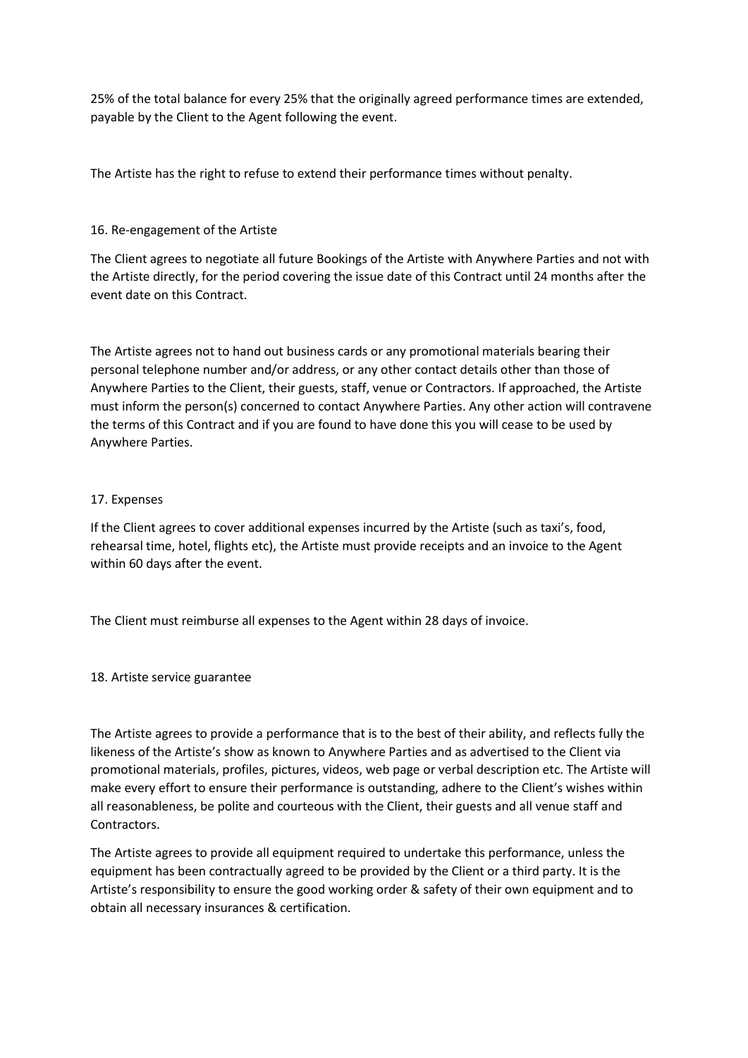25% of the total balance for every 25% that the originally agreed performance times are extended, payable by the Client to the Agent following the event.

The Artiste has the right to refuse to extend their performance times without penalty.

## 16. Re-engagement of the Artiste

The Client agrees to negotiate all future Bookings of the Artiste with Anywhere Parties and not with the Artiste directly, for the period covering the issue date of this Contract until 24 months after the event date on this Contract.

The Artiste agrees not to hand out business cards or any promotional materials bearing their personal telephone number and/or address, or any other contact details other than those of Anywhere Parties to the Client, their guests, staff, venue or Contractors. If approached, the Artiste must inform the person(s) concerned to contact Anywhere Parties. Any other action will contravene the terms of this Contract and if you are found to have done this you will cease to be used by Anywhere Parties.

## 17. Expenses

If the Client agrees to cover additional expenses incurred by the Artiste (such as taxi's, food, rehearsal time, hotel, flights etc), the Artiste must provide receipts and an invoice to the Agent within 60 days after the event.

The Client must reimburse all expenses to the Agent within 28 days of invoice.

## 18. Artiste service guarantee

The Artiste agrees to provide a performance that is to the best of their ability, and reflects fully the likeness of the Artiste's show as known to Anywhere Parties and as advertised to the Client via promotional materials, profiles, pictures, videos, web page or verbal description etc. The Artiste will make every effort to ensure their performance is outstanding, adhere to the Client's wishes within all reasonableness, be polite and courteous with the Client, their guests and all venue staff and Contractors.

The Artiste agrees to provide all equipment required to undertake this performance, unless the equipment has been contractually agreed to be provided by the Client or a third party. It is the Artiste's responsibility to ensure the good working order & safety of their own equipment and to obtain all necessary insurances & certification.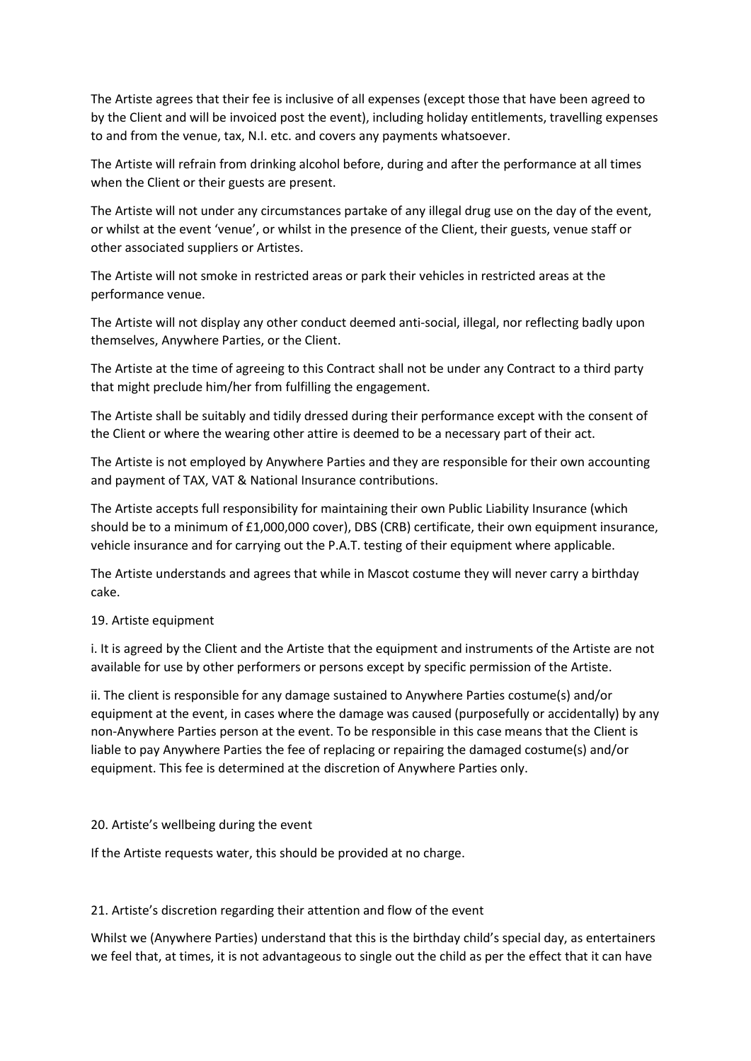The Artiste agrees that their fee is inclusive of all expenses (except those that have been agreed to by the Client and will be invoiced post the event), including holiday entitlements, travelling expenses to and from the venue, tax, N.I. etc. and covers any payments whatsoever.

The Artiste will refrain from drinking alcohol before, during and after the performance at all times when the Client or their guests are present.

The Artiste will not under any circumstances partake of any illegal drug use on the day of the event, or whilst at the event 'venue', or whilst in the presence of the Client, their guests, venue staff or other associated suppliers or Artistes.

The Artiste will not smoke in restricted areas or park their vehicles in restricted areas at the performance venue.

The Artiste will not display any other conduct deemed anti-social, illegal, nor reflecting badly upon themselves, Anywhere Parties, or the Client.

The Artiste at the time of agreeing to this Contract shall not be under any Contract to a third party that might preclude him/her from fulfilling the engagement.

The Artiste shall be suitably and tidily dressed during their performance except with the consent of the Client or where the wearing other attire is deemed to be a necessary part of their act.

The Artiste is not employed by Anywhere Parties and they are responsible for their own accounting and payment of TAX, VAT & National Insurance contributions.

The Artiste accepts full responsibility for maintaining their own Public Liability Insurance (which should be to a minimum of £1,000,000 cover), DBS (CRB) certificate, their own equipment insurance, vehicle insurance and for carrying out the P.A.T. testing of their equipment where applicable.

The Artiste understands and agrees that while in Mascot costume they will never carry a birthday cake.

19. Artiste equipment

i. It is agreed by the Client and the Artiste that the equipment and instruments of the Artiste are not available for use by other performers or persons except by specific permission of the Artiste.

ii. The client is responsible for any damage sustained to Anywhere Parties costume(s) and/or equipment at the event, in cases where the damage was caused (purposefully or accidentally) by any non-Anywhere Parties person at the event. To be responsible in this case means that the Client is liable to pay Anywhere Parties the fee of replacing or repairing the damaged costume(s) and/or equipment. This fee is determined at the discretion of Anywhere Parties only.

20. Artiste's wellbeing during the event

If the Artiste requests water, this should be provided at no charge.

21. Artiste's discretion regarding their attention and flow of the event

Whilst we (Anywhere Parties) understand that this is the birthday child's special day, as entertainers we feel that, at times, it is not advantageous to single out the child as per the effect that it can have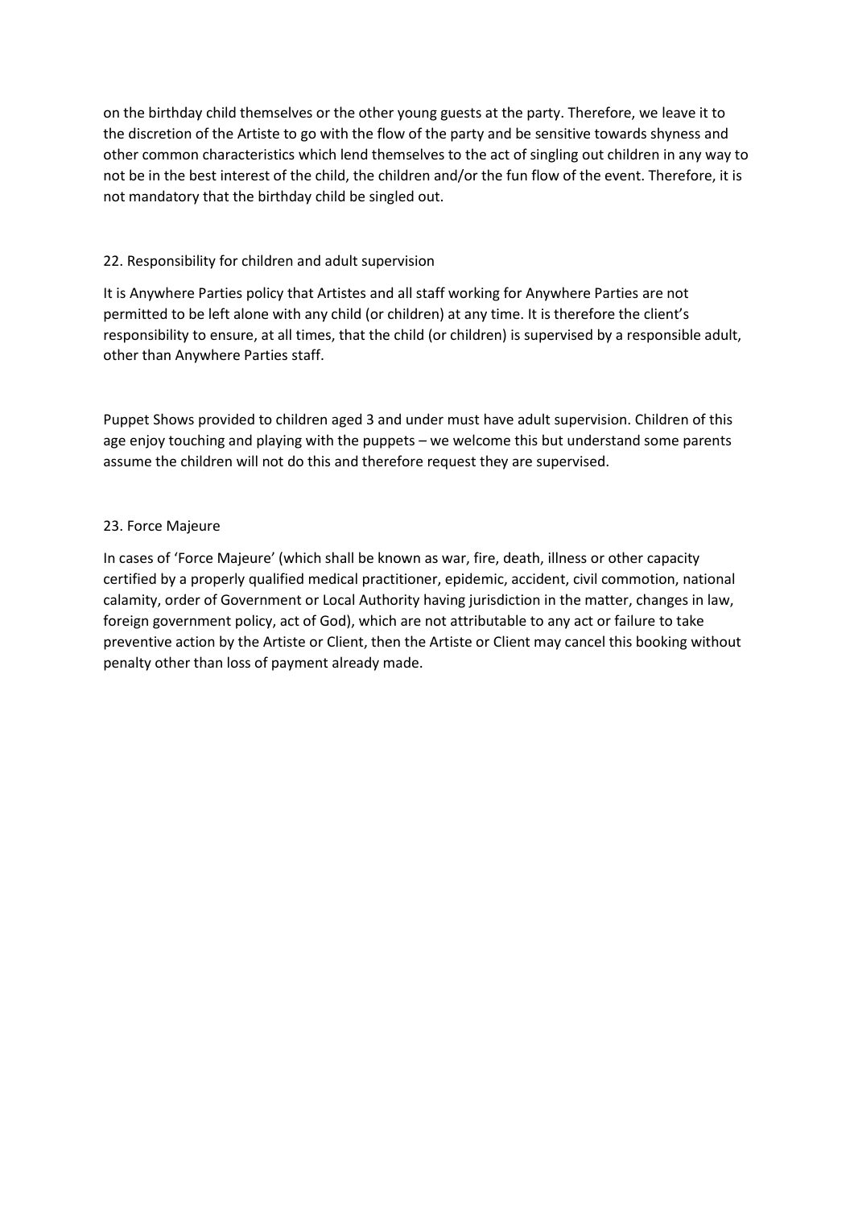on the birthday child themselves or the other young guests at the party. Therefore, we leave it to the discretion of the Artiste to go with the flow of the party and be sensitive towards shyness and other common characteristics which lend themselves to the act of singling out children in any way to not be in the best interest of the child, the children and/or the fun flow of the event. Therefore, it is not mandatory that the birthday child be singled out.

## 22. Responsibility for children and adult supervision

It is Anywhere Parties policy that Artistes and all staff working for Anywhere Parties are not permitted to be left alone with any child (or children) at any time. It is therefore the client's responsibility to ensure, at all times, that the child (or children) is supervised by a responsible adult, other than Anywhere Parties staff.

Puppet Shows provided to children aged 3 and under must have adult supervision. Children of this age enjoy touching and playing with the puppets – we welcome this but understand some parents assume the children will not do this and therefore request they are supervised.

## 23. Force Majeure

In cases of 'Force Majeure' (which shall be known as war, fire, death, illness or other capacity certified by a properly qualified medical practitioner, epidemic, accident, civil commotion, national calamity, order of Government or Local Authority having jurisdiction in the matter, changes in law, foreign government policy, act of God), which are not attributable to any act or failure to take preventive action by the Artiste or Client, then the Artiste or Client may cancel this booking without penalty other than loss of payment already made.